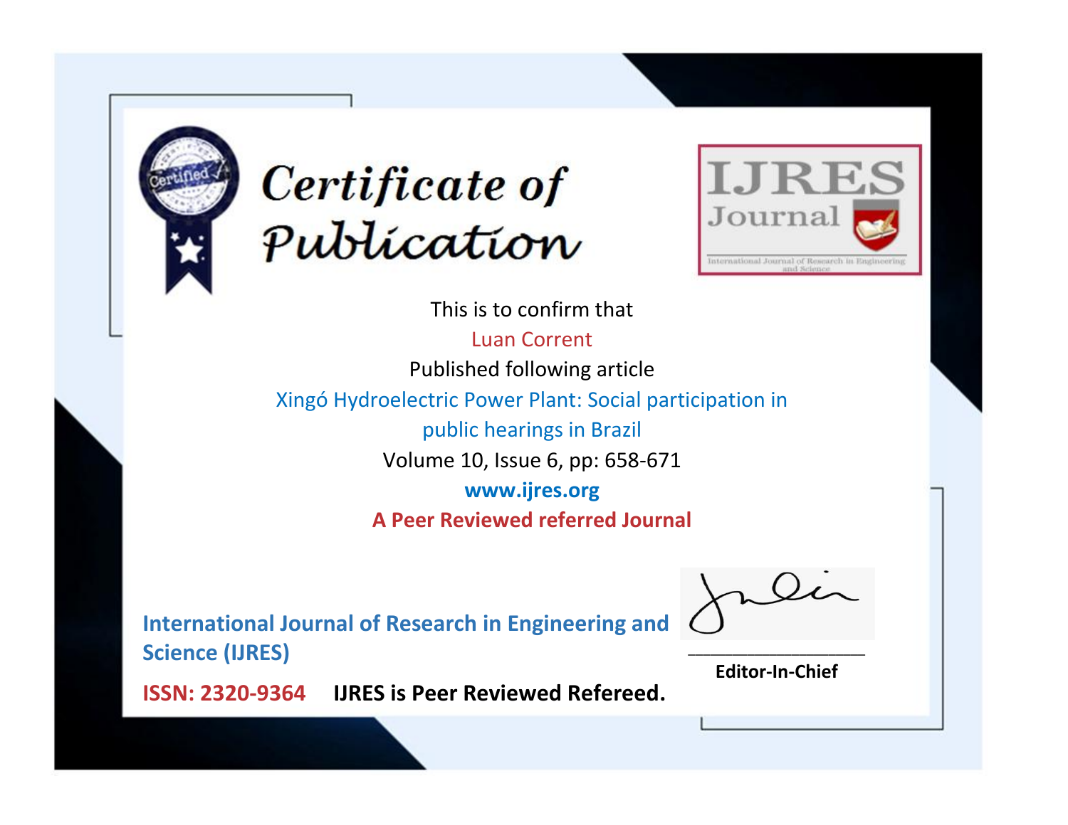# Certificate of Publication

IJRES Journal

International Journal of Research in Engineering and Science

This is to confirm that

Luan Corrent

Published following article

Xingó Hydroelectric Power Plant: Social participation in public hearings in Brazil

Volume 10, Issue 6, pp: 658-671

**www.ijres.org**

**A Peer Reviewed referred Journal**

**International Journal of Research in Engineering and Science (IJRES)**

**ISSN: 2320-9364** **IJRES is Peer Reviewed Refereed.**

**Editor-In-Chief**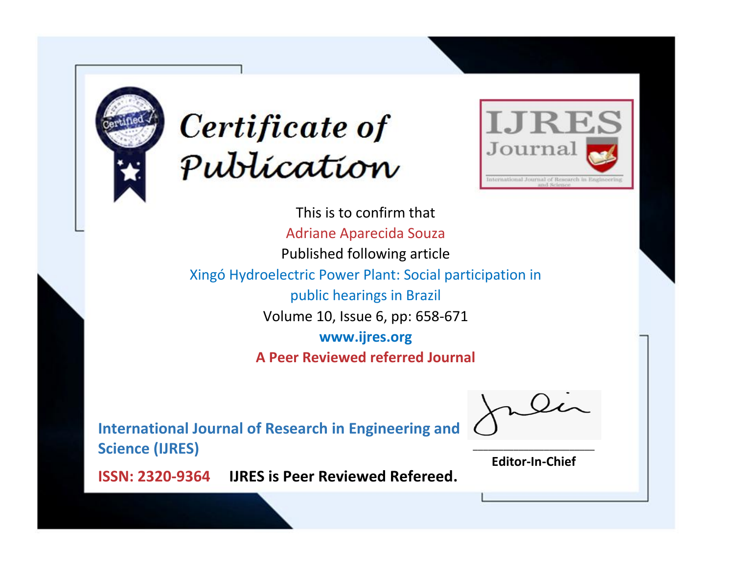# Certificate of Publication

IJRES Journal

International Journal of Research in Engineering and Science

This is to confirm that

Adriane Aparecida Souza

Published following article

Xingó Hydroelectric Power Plant: Social participation in public hearings in Brazil

Volume 10, Issue 6, pp: 658-671

**www.ijres.org**

**A Peer Reviewed referred Journal**

**International Journal of Research in Engineering and Science (IJRES)**

**ISSN: 2320-9364** **IJRES is Peer Reviewed Refereed.**

**Editor-In-Chief**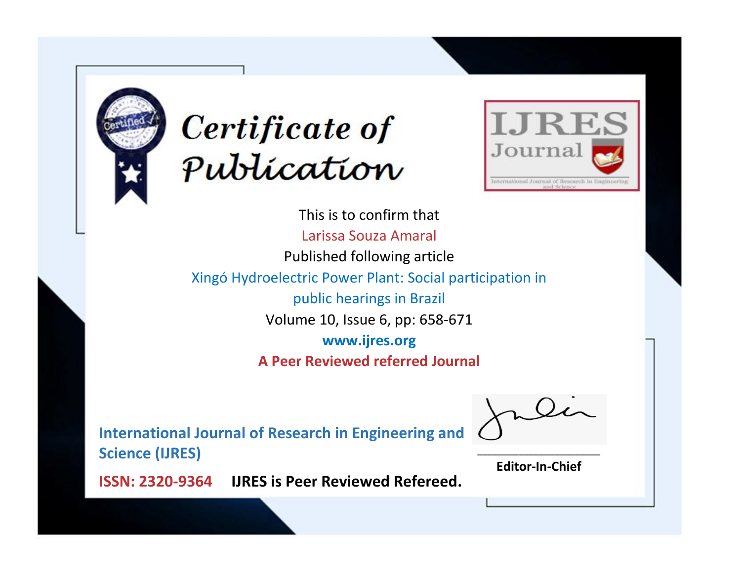# Certificate of Publication

**IJRES Journal**

International Journal of Research in Engineering and Science

This is to confirm that

Larissa Souza Amaral

Published following article

Xingó Hydroelectric Power Plant: Social participation in public hearings in Brazil

Volume 10, Issue 6, pp: 658-671

**www.ijres.org**

**A Peer Reviewed referred Journal**

**International Journal of Research in Engineering and Science (IJRES)**

**ISSN: 2320-9364** **IJRES is Peer Reviewed Refereed.**

**Editor-In-Chief**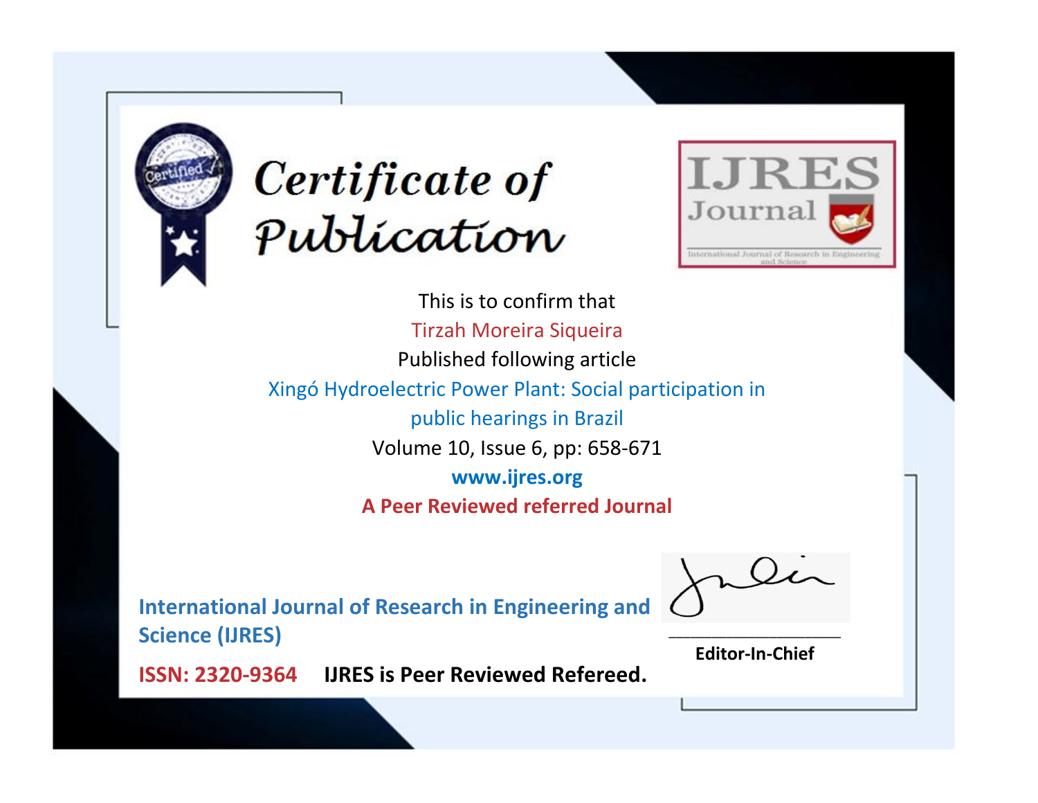# Certificate of Publication

IJRES Journal

International Journal of Research in Engineering and Science

This is to confirm that

Tirzah Moreira Siqueira

Published following article

Xingó Hydroelectric Power Plant: Social participation in public hearings in Brazil

Volume 10, Issue 6, pp: 658-671

www.ijres.org

**A Peer Reviewed referred Journal**

**International Journal of Research in Engineering and Science (IJRES)**

**ISSN: 2320-9364** **IJRES is Peer Reviewed Refereed.**

**Editor-In-Chief**